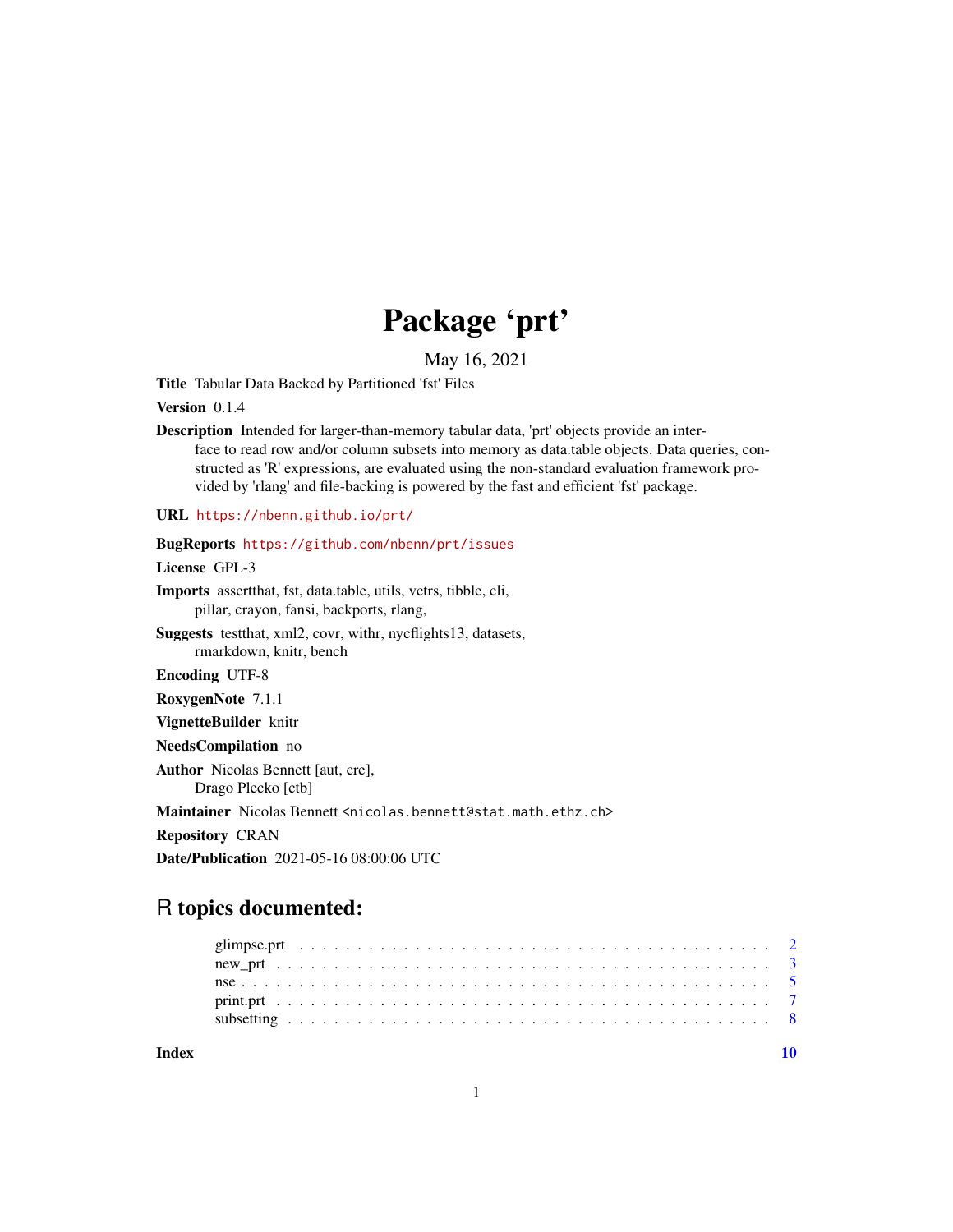# Package 'prt'

May 16, 2021

**Title** Tabular Data Backed by Partitioned 'fst' Files

**Version** 0.1.4

**Description** Intended for larger-than-memory tabular data, 'prt' objects provide an interface to read row and/or column subsets into memory as data.table objects. Data queries, constructed as 'R' expressions, are evaluated using the non-standard evaluation framework provided by 'rlang' and file-backing is powered by the fast and efficient 'fst' package.

**URL** https://nbenn.github.io/prt/

**BugReports** https://github.com/nbenn/prt/issues

**License** GPL-3

**Imports** assertthat, fst, data.table, utils, vctrs, tibble, cli, pillar, crayon, fansi, backports, rlang,

**Suggests** testthat, xml2, covr, withr, nycflights13, datasets, rmarkdown, knitr, bench

**Encoding** UTF-8

**RoxygenNote** 7.1.1

**VignetteBuilder** knitr

**NeedsCompilation** no

**Author** Nicolas Bennett [aut, cre], Drago Plecko [ctb]

**Maintainer** Nicolas Bennett <nicolas.bennett@stat.math.ethz.ch>

**Repository** CRAN

**Date/Publication** 2021-05-16 08:00:06 UTC

## R topics documented:

- glimpse.prt . . . . . . . . . . . . . . . . . . . . . . . . . . . . . . . . . . . . . . . . 2
- new_prt . . . . . . . . . . . . . . . . . . . . . . . . . . . . . . . . . . . . . . . . . . 3
- nse . . . . . . . . . . . . . . . . . . . . . . . . . . . . . . . . . . . . . . . . . . . . . 5
- print.prt . . . . . . . . . . . . . . . . . . . . . . . . . . . . . . . . . . . . . . . . . 7
- subsetting . . . . . . . . . . . . . . . . . . . . . . . . . . . . . . . . . . . . . . . . 8

**Index** **10**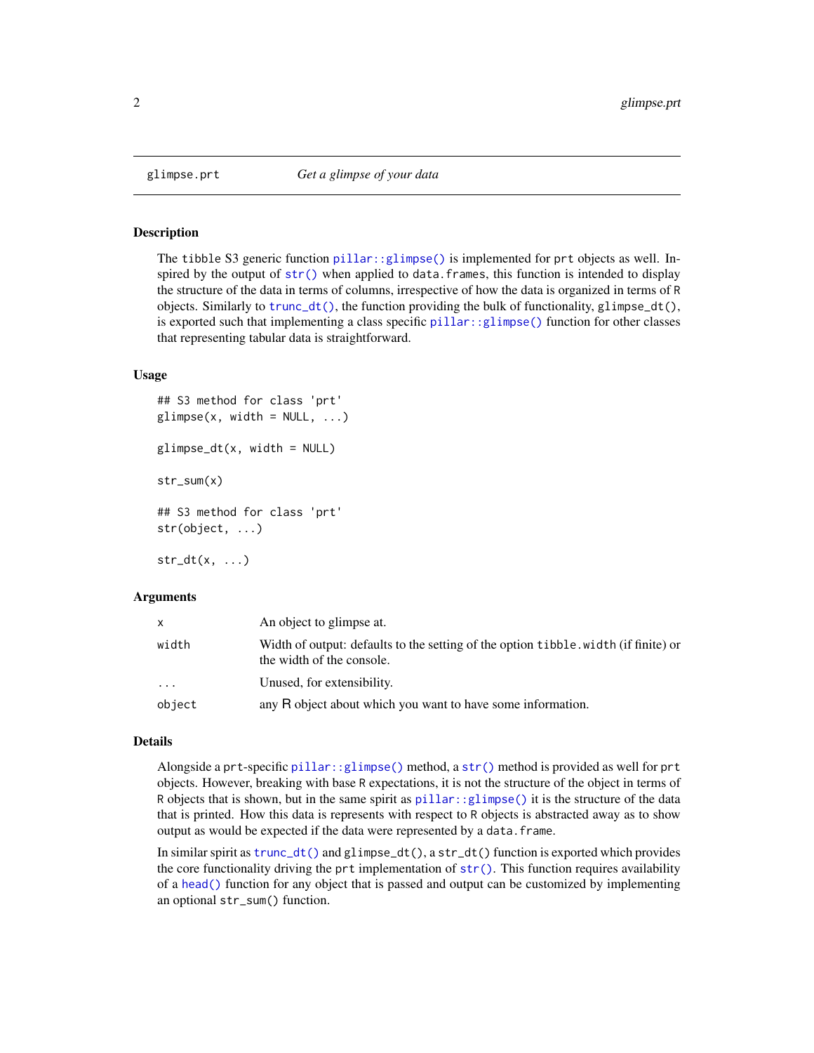## glimpse.prt *Get a glimpse of your data*

### Description

The `tibble` S3 generic function `pillar::glimpse()` is implemented for `prt` objects as well. Inspired by the output of `str()` when applied to `data.frames`, this function is intended to display the structure of the data in terms of columns, irrespective of how the data is organized in terms of R objects. Similarly to `trunc_dt()`, the function providing the bulk of functionality, `glimpse_dt()`, is exported such that implementing a class specific `pillar::glimpse()` function for other classes that representing tabular data is straightforward.

### Usage

```
## S3 method for class 'prt'
glimpse(x, width = NULL, ...)

glimpse_dt(x, width = NULL)

str_sum(x)

## S3 method for class 'prt'
str(object, ...)

str_dt(x, ...)
```

### Arguments

| | |
|---|---|
| `x` | An object to glimpse at. |
| `width` | Width of output: defaults to the setting of the option `tibble.width` (if finite) or the width of the console. |
| `...` | Unused, for extensibility. |
| `object` | any R object about which you want to have some information. |

### Details

Alongside a `prt`-specific `pillar::glimpse()` method, a `str()` method is provided as well for `prt` objects. However, breaking with base R expectations, it is not the structure of the object in terms of R objects that is shown, but in the same spirit as `pillar::glimpse()` it is the structure of the data that is printed. How this data is represents with respect to R objects is abstracted away as to show output as would be expected if the data were represented by a `data.frame`.

In similar spirit as `trunc_dt()` and `glimpse_dt()`, a `str_dt()` function is exported which provides the core functionality driving the `prt` implementation of `str()`. This function requires availability of a `head()` function for any object that is passed and output can be customized by implementing an optional `str_sum()` function.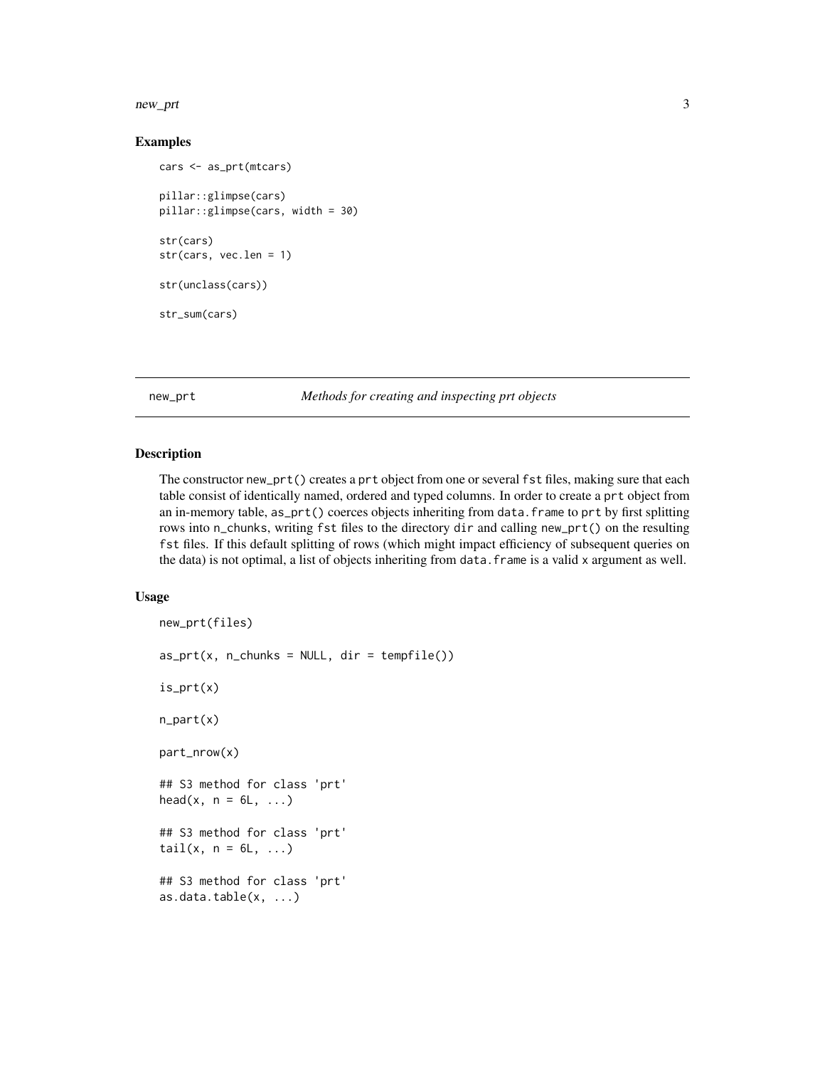### Examples

```
cars <- as_prt(mtcars)

pillar::glimpse(cars)
pillar::glimpse(cars, width = 30)

str(cars)
str(cars, vec.len = 1)

str(unclass(cars))

str_sum(cars)
```

## new_prt — *Methods for creating and inspecting prt objects*

### Description

The constructor `new_prt()` creates a `prt` object from one or several `fst` files, making sure that each table consist of identically named, ordered and typed columns. In order to create a `prt` object from an in-memory table, `as_prt()` coerces objects inheriting from `data.frame` to `prt` by first splitting rows into `n_chunks`, writing `fst` files to the directory `dir` and calling `new_prt()` on the resulting `fst` files. If this default splitting of rows (which might impact efficiency of subsequent queries on the data) is not optimal, a list of objects inheriting from `data.frame` is a valid `x` argument as well.

### Usage

```
new_prt(files)

as_prt(x, n_chunks = NULL, dir = tempfile())

is_prt(x)

n_part(x)

part_nrow(x)

## S3 method for class 'prt'
head(x, n = 6L, ...)

## S3 method for class 'prt'
tail(x, n = 6L, ...)

## S3 method for class 'prt'
as.data.table(x, ...)
```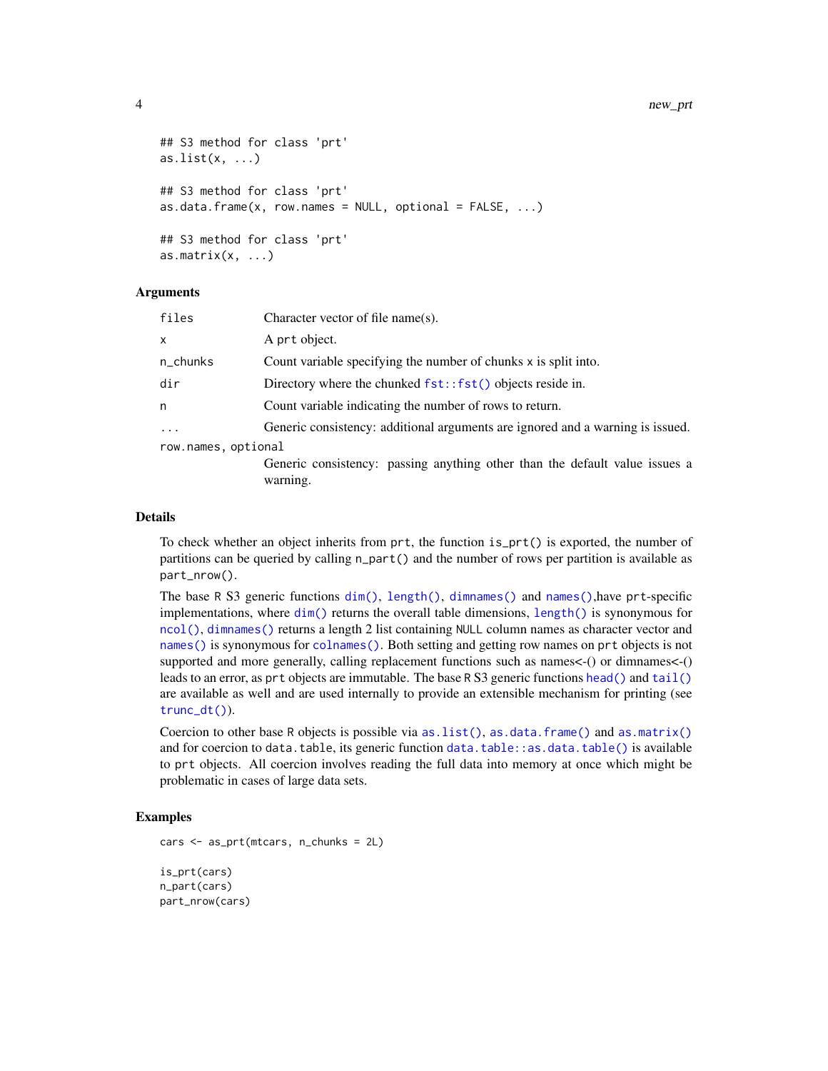```
## S3 method for class 'prt'
as.list(x, ...)

## S3 method for class 'prt'
as.data.frame(x, row.names = NULL, optional = FALSE, ...)

## S3 method for class 'prt'
as.matrix(x, ...)
```

### Arguments

| | |
|---|---|
| `files` | Character vector of file name(s). |
| `x` | A `prt` object. |
| `n_chunks` | Count variable specifying the number of chunks `x` is split into. |
| `dir` | Directory where the chunked `fst::fst()` objects reside in. |
| `n` | Count variable indicating the number of rows to return. |
| `...` | Generic consistency: additional arguments are ignored and a warning is issued. |
| `row.names, optional` | Generic consistency: passing anything other than the default value issues a warning. |

### Details

To check whether an object inherits from `prt`, the function `is_prt()` is exported, the number of partitions can be queried by calling `n_part()` and the number of rows per partition is available as `part_nrow()`.

The base R S3 generic functions `dim()`, `length()`, `dimnames()` and `names()`,have `prt`-specific implementations, where `dim()` returns the overall table dimensions, `length()` is synonymous for `ncol()`, `dimnames()` returns a length 2 list containing `NULL` column names as character vector and `names()` is synonymous for `colnames()`. Both setting and getting row names on `prt` objects is not supported and more generally, calling replacement functions such as names<-() or dimnames<-() leads to an error, as `prt` objects are immutable. The base R S3 generic functions `head()` and `tail()` are available as well and are used internally to provide an extensible mechanism for printing (see `trunc_dt()`).

Coercion to other base R objects is possible via `as.list()`, `as.data.frame()` and `as.matrix()` and for coercion to `data.table`, its generic function `data.table::as.data.table()` is available to `prt` objects. All coercion involves reading the full data into memory at once which might be problematic in cases of large data sets.

### Examples

```
cars <- as_prt(mtcars, n_chunks = 2L)

is_prt(cars)
n_part(cars)
part_nrow(cars)
```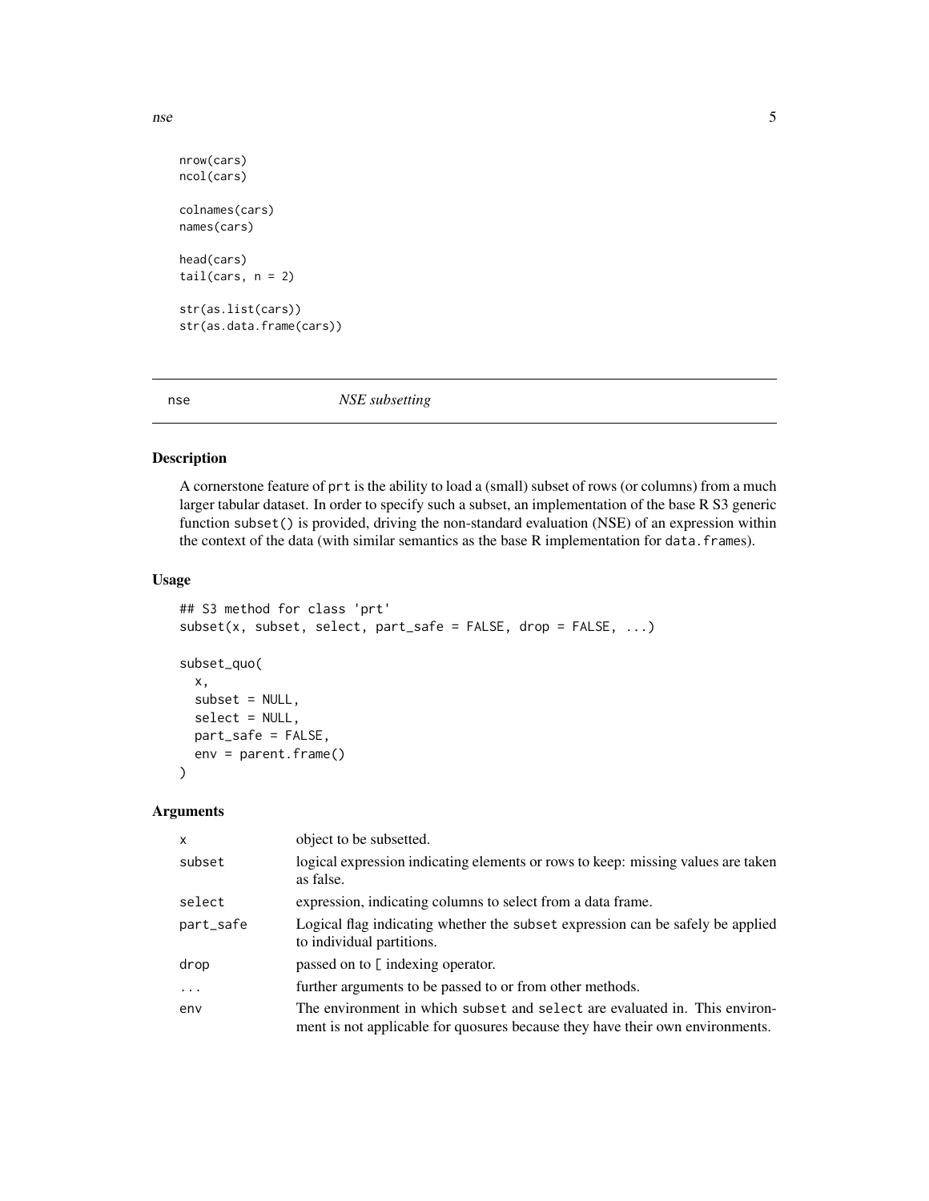```
nrow(cars)
ncol(cars)

colnames(cars)
names(cars)

head(cars)
tail(cars, n = 2)

str(as.list(cars))
str(as.data.frame(cars))
```

---

## nse — *NSE subsetting*

### Description

A cornerstone feature of `prt` is the ability to load a (small) subset of rows (or columns) from a much larger tabular dataset. In order to specify such a subset, an implementation of the base R S3 generic function `subset()` is provided, driving the non-standard evaluation (NSE) of an expression within the context of the data (with similar semantics as the base R implementation for `data.frame`s).

### Usage

```
## S3 method for class 'prt'
subset(x, subset, select, part_safe = FALSE, drop = FALSE, ...)

subset_quo(
  x,
  subset = NULL,
  select = NULL,
  part_safe = FALSE,
  env = parent.frame()
)
```

### Arguments

| | |
|---|---|
| `x` | object to be subsetted. |
| `subset` | logical expression indicating elements or rows to keep: missing values are taken as false. |
| `select` | expression, indicating columns to select from a data frame. |
| `part_safe` | Logical flag indicating whether the `subset` expression can be safely be applied to individual partitions. |
| `drop` | passed on to `[` indexing operator. |
| `...` | further arguments to be passed to or from other methods. |
| `env` | The environment in which `subset` and `select` are evaluated in. This environment is not applicable for quosures because they have their own environments. |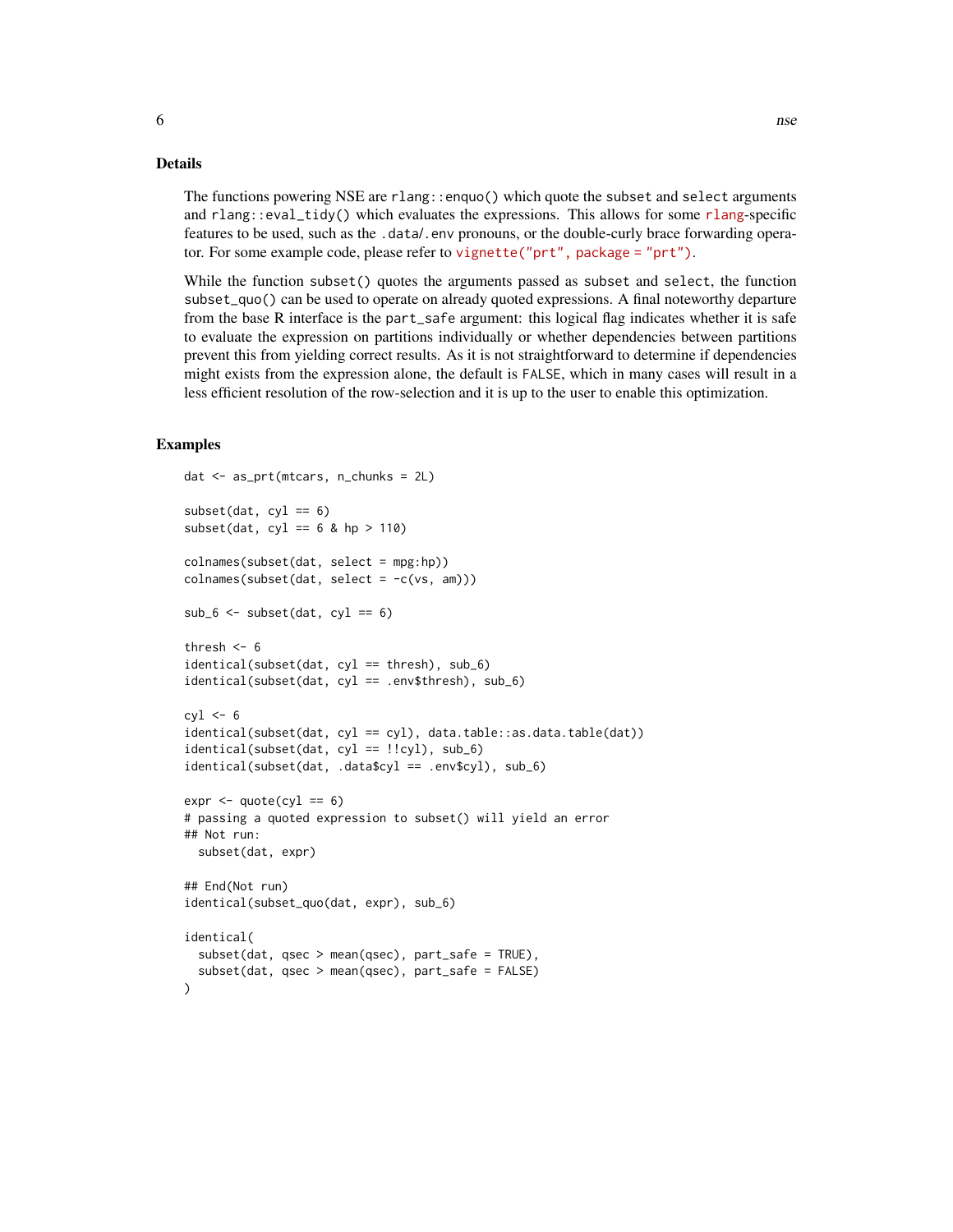## Details

The functions powering NSE are `rlang::enquo()` which quote the `subset` and `select` arguments and `rlang::eval_tidy()` which evaluates the expressions. This allows for some rlang-specific features to be used, such as the `.data`/`.env` pronouns, or the double-curly brace forwarding operator. For some example code, please refer to `vignette("prt", package = "prt")`.

While the function `subset()` quotes the arguments passed as `subset` and `select`, the function `subset_quo()` can be used to operate on already quoted expressions. A final noteworthy departure from the base R interface is the `part_safe` argument: this logical flag indicates whether it is safe to evaluate the expression on partitions individually or whether dependencies between partitions prevent this from yielding correct results. As it is not straightforward to determine if dependencies might exists from the expression alone, the default is `FALSE`, which in many cases will result in a less efficient resolution of the row-selection and it is up to the user to enable this optimization.

## Examples

```
dat <- as_prt(mtcars, n_chunks = 2L)

subset(dat, cyl == 6)
subset(dat, cyl == 6 & hp > 110)

colnames(subset(dat, select = mpg:hp))
colnames(subset(dat, select = -c(vs, am)))

sub_6 <- subset(dat, cyl == 6)

thresh <- 6
identical(subset(dat, cyl == thresh), sub_6)
identical(subset(dat, cyl == .env$thresh), sub_6)

cyl <- 6
identical(subset(dat, cyl == cyl), data.table::as.data.table(dat))
identical(subset(dat, cyl == !!cyl), sub_6)
identical(subset(dat, .data$cyl == .env$cyl), sub_6)

expr <- quote(cyl == 6)
# passing a quoted expression to subset() will yield an error
## Not run:
  subset(dat, expr)

## End(Not run)
identical(subset_quo(dat, expr), sub_6)

identical(
  subset(dat, qsec > mean(qsec), part_safe = TRUE),
  subset(dat, qsec > mean(qsec), part_safe = FALSE)
)
```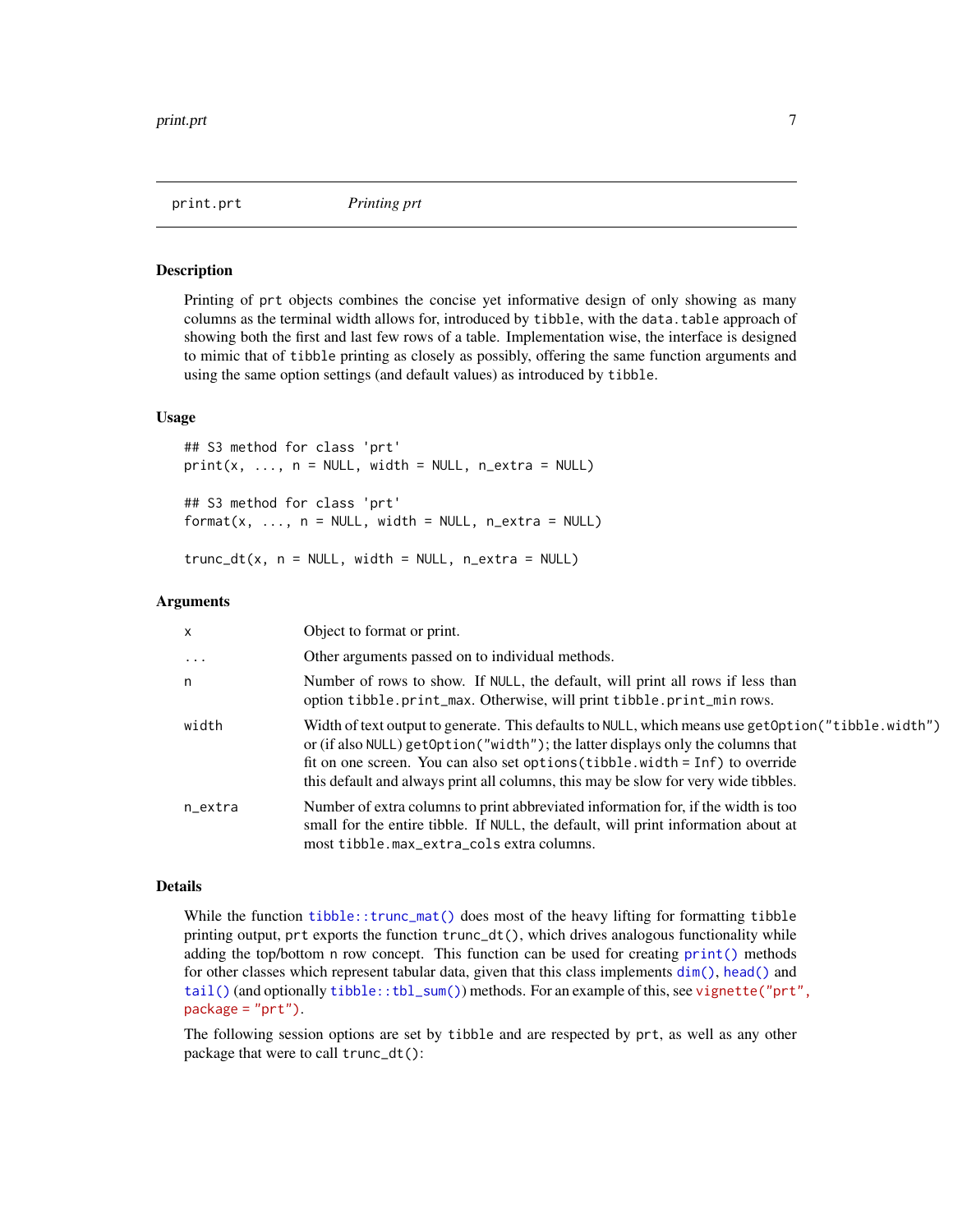print.prt *Printing prt*

## Description

Printing of `prt` objects combines the concise yet informative design of only showing as many columns as the terminal width allows for, introduced by `tibble`, with the `data.table` approach of showing both the first and last few rows of a table. Implementation wise, the interface is designed to mimic that of `tibble` printing as closely as possibly, offering the same function arguments and using the same option settings (and default values) as introduced by `tibble`.

## Usage

```
## S3 method for class 'prt'
print(x, ..., n = NULL, width = NULL, n_extra = NULL)

## S3 method for class 'prt'
format(x, ..., n = NULL, width = NULL, n_extra = NULL)

trunc_dt(x, n = NULL, width = NULL, n_extra = NULL)
```

## Arguments

| | |
|---|---|
| `x` | Object to format or print. |
| `...` | Other arguments passed on to individual methods. |
| `n` | Number of rows to show. If `NULL`, the default, will print all rows if less than option `tibble.print_max`. Otherwise, will print `tibble.print_min` rows. |
| `width` | Width of text output to generate. This defaults to `NULL`, which means use `getOption("tibble.width")` or (if also `NULL`) `getOption("width")`; the latter displays only the columns that fit on one screen. You can also set `options(tibble.width = Inf)` to override this default and always print all columns, this may be slow for very wide tibbles. |
| `n_extra` | Number of extra columns to print abbreviated information for, if the width is too small for the entire tibble. If `NULL`, the default, will print information about at most `tibble.max_extra_cols` extra columns. |

## Details

While the function `tibble::trunc_mat()` does most of the heavy lifting for formatting `tibble` printing output, `prt` exports the function `trunc_dt()`, which drives analogous functionality while adding the top/bottom `n` row concept. This function can be used for creating `print()` methods for other classes which represent tabular data, given that this class implements `dim()`, `head()` and `tail()` (and optionally `tibble::tbl_sum()`) methods. For an example of this, see `vignette("prt", package = "prt")`.

The following session options are set by `tibble` and are respected by `prt`, as well as any other package that were to call `trunc_dt()`: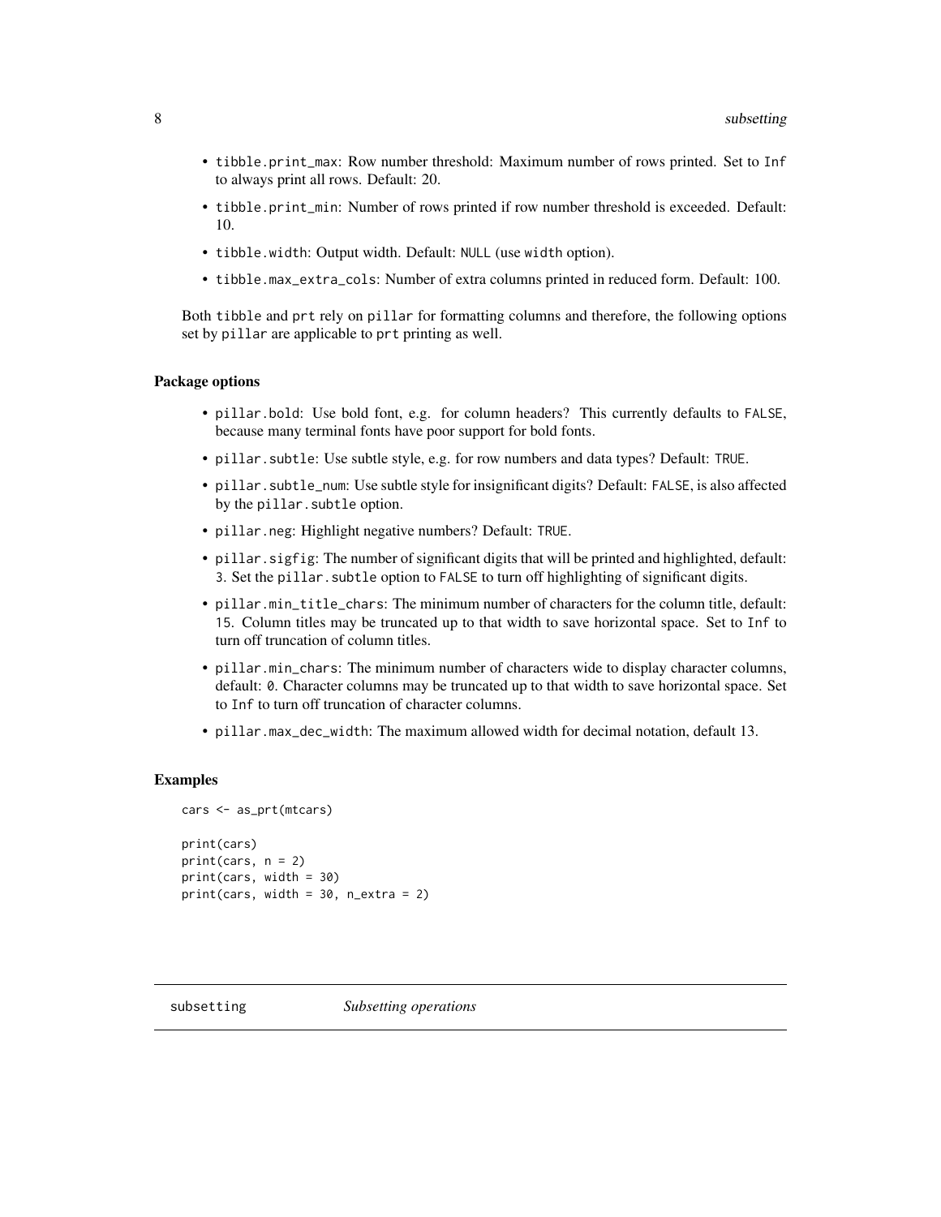- tibble.print_max: Row number threshold: Maximum number of rows printed. Set to Inf to always print all rows. Default: 20.
- tibble.print_min: Number of rows printed if row number threshold is exceeded. Default: 10.
- tibble.width: Output width. Default: NULL (use width option).
- tibble.max_extra_cols: Number of extra columns printed in reduced form. Default: 100.

Both tibble and prt rely on pillar for formatting columns and therefore, the following options set by pillar are applicable to prt printing as well.

### Package options

- pillar.bold: Use bold font, e.g. for column headers? This currently defaults to FALSE, because many terminal fonts have poor support for bold fonts.
- pillar.subtle: Use subtle style, e.g. for row numbers and data types? Default: TRUE.
- pillar.subtle_num: Use subtle style for insignificant digits? Default: FALSE, is also affected by the pillar.subtle option.
- pillar.neg: Highlight negative numbers? Default: TRUE.
- pillar.sigfig: The number of significant digits that will be printed and highlighted, default: 3. Set the pillar.subtle option to FALSE to turn off highlighting of significant digits.
- pillar.min_title_chars: The minimum number of characters for the column title, default: 15. Column titles may be truncated up to that width to save horizontal space. Set to Inf to turn off truncation of column titles.
- pillar.min_chars: The minimum number of characters wide to display character columns, default: 0. Character columns may be truncated up to that width to save horizontal space. Set to Inf to turn off truncation of character columns.
- pillar.max_dec_width: The maximum allowed width for decimal notation, default 13.

### Examples

```
cars <- as_prt(mtcars)

print(cars)
print(cars, n = 2)
print(cars, width = 30)
print(cars, width = 30, n_extra = 2)
```

## subsetting *Subsetting operations*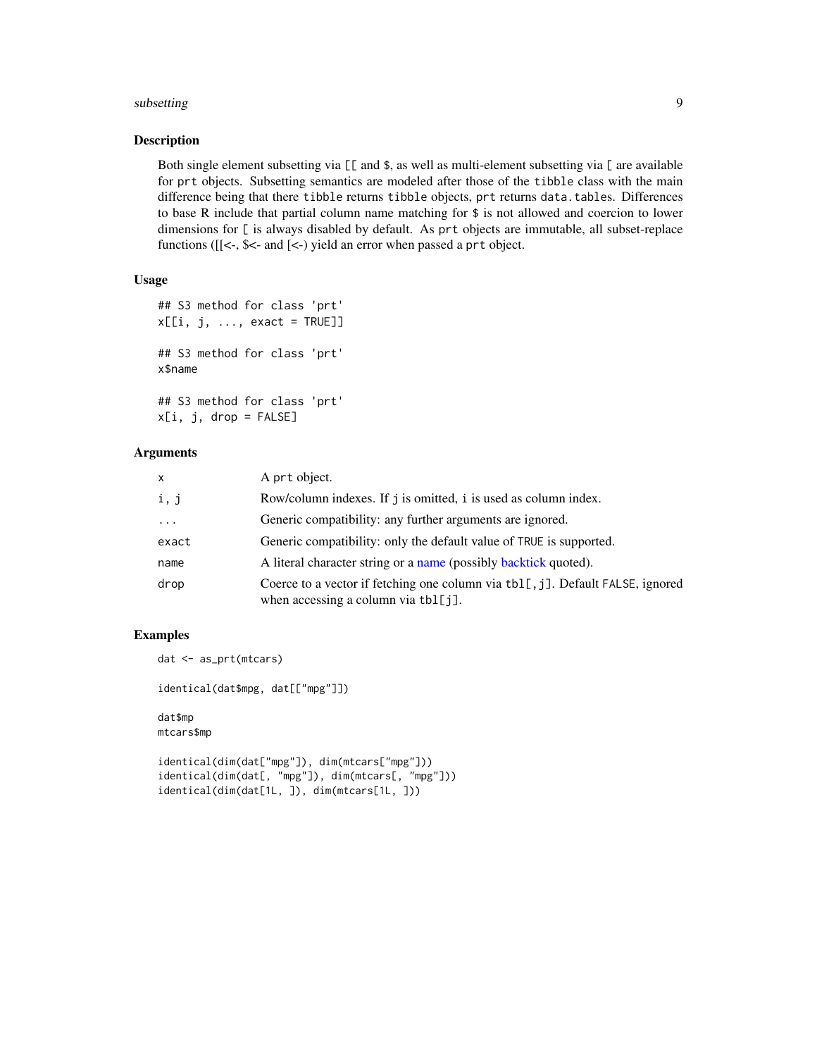## Description

Both single element subsetting via `[[` and `$`, as well as multi-element subsetting via `[` are available for `prt` objects. Subsetting semantics are modeled after those of the `tibble` class with the main difference being that there `tibble` returns `tibble` objects, `prt` returns `data.tables`. Differences to base R include that partial column name matching for `$` is not allowed and coercion to lower dimensions for `[` is always disabled by default. As `prt` objects are immutable, all subset-replace functions ([[<-, $<- and [<-) yield an error when passed a `prt` object.

## Usage

```
## S3 method for class 'prt'
x[[i, j, ..., exact = TRUE]]

## S3 method for class 'prt'
x$name

## S3 method for class 'prt'
x[i, j, drop = FALSE]
```

## Arguments

| | |
|---|---|
| `x` | A `prt` object. |
| `i, j` | Row/column indexes. If `j` is omitted, `i` is used as column index. |
| `...` | Generic compatibility: any further arguments are ignored. |
| `exact` | Generic compatibility: only the default value of `TRUE` is supported. |
| `name` | A literal character string or a name (possibly backtick quoted). |
| `drop` | Coerce to a vector if fetching one column via `tbl[,j]`. Default `FALSE`, ignored when accessing a column via `tbl[j]`. |

## Examples

```
dat <- as_prt(mtcars)

identical(dat$mpg, dat[["mpg"]])

dat$mp
mtcars$mp

identical(dim(dat["mpg"]), dim(mtcars["mpg"]))
identical(dim(dat[, "mpg"]), dim(mtcars[, "mpg"]))
identical(dim(dat[1L, ]), dim(mtcars[1L, ]))
```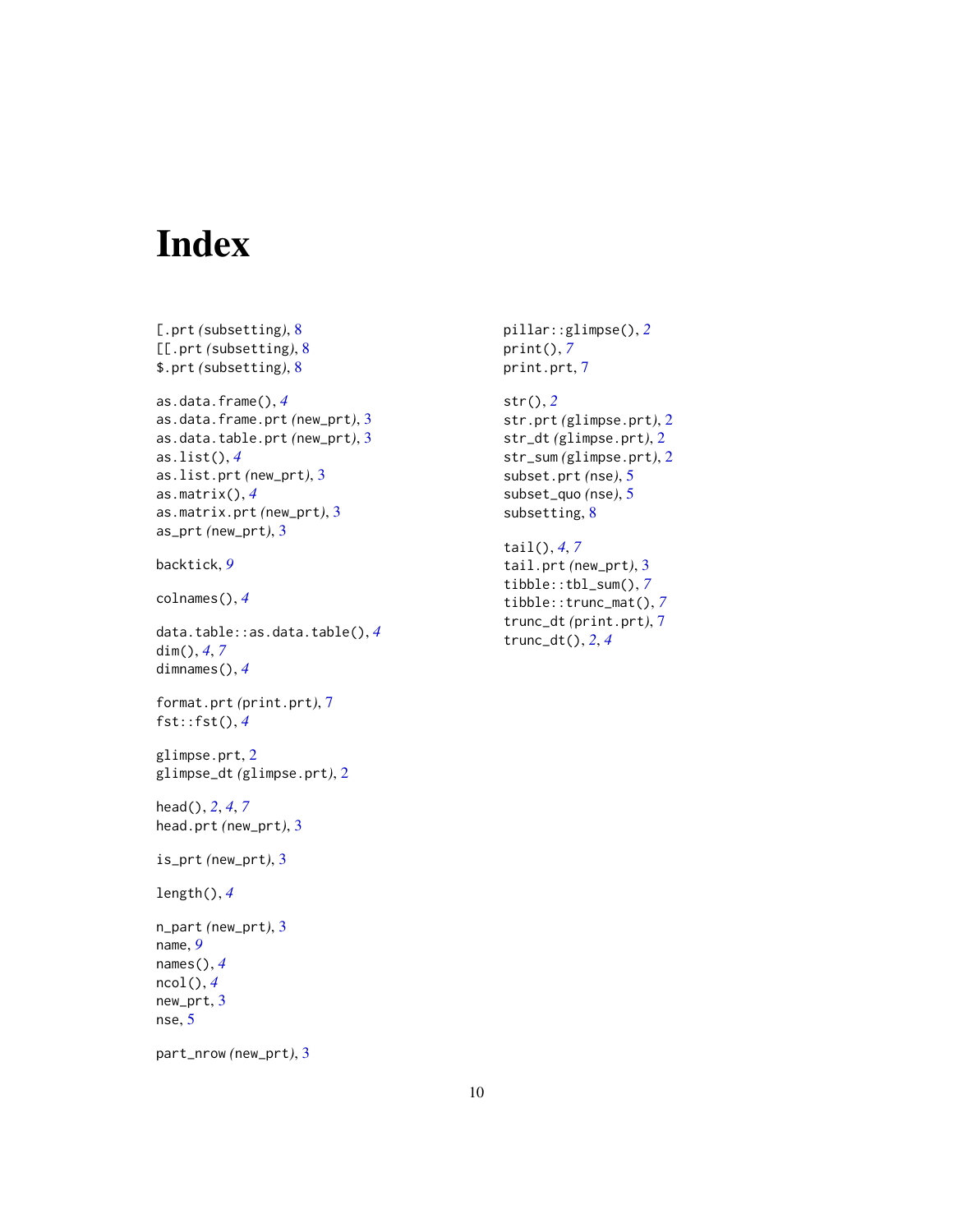# Index

[.prt (subsetting), 8
[[.prt (subsetting), 8
$.prt (subsetting), 8

as.data.frame(), 4
as.data.frame.prt (new_prt), 3
as.data.table.prt (new_prt), 3
as.list(), 4
as.list.prt (new_prt), 3
as.matrix(), 4
as.matrix.prt (new_prt), 3
as_prt (new_prt), 3

backtick, 9

colnames(), 4

data.table::as.data.table(), 4
dim(), 4, 7
dimnames(), 4

format.prt (print.prt), 7
fst::fst(), 4

glimpse.prt, 2
glimpse_dt (glimpse.prt), 2

head(), 2, 4, 7
head.prt (new_prt), 3

is_prt (new_prt), 3

length(), 4

n_part (new_prt), 3
name, 9
names(), 4
ncol(), 4
new_prt, 3
nse, 5

part_nrow (new_prt), 3
pillar::glimpse(), 2
print(), 7
print.prt, 7

str(), 2
str.prt (glimpse.prt), 2
str_dt (glimpse.prt), 2
str_sum (glimpse.prt), 2
subset.prt (nse), 5
subset_quo (nse), 5
subsetting, 8

tail(), 4, 7
tail.prt (new_prt), 3
tibble::tbl_sum(), 7
tibble::trunc_mat(), 7
trunc_dt (print.prt), 7
trunc_dt(), 2, 4